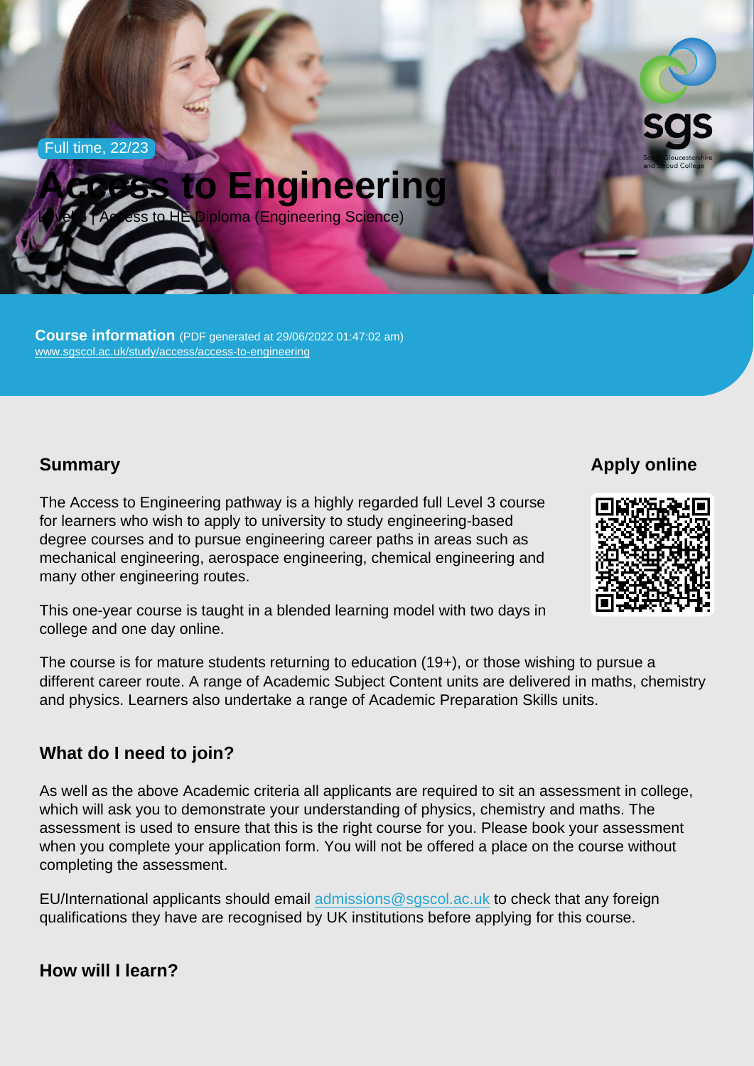Full time, 22/23

# Access to Engineering

Level 3 | Access to HE Diploma (Engineering Science)

**Course information** (PDF generated at 29/06/2022 01:47:02 am)
www.sgscol.ac.uk/study/access/access-to-engineering

## Summary

The Access to Engineering pathway is a highly regarded full Level 3 course for learners who wish to apply to university to study engineering-based degree courses and to pursue engineering career paths in areas such as mechanical engineering, aerospace engineering, chemical engineering and many other engineering routes.

This one-year course is taught in a blended learning model with two days in college and one day online.

The course is for mature students returning to education (19+), or those wishing to pursue a different career route. A range of Academic Subject Content units are delivered in maths, chemistry and physics. Learners also undertake a range of Academic Preparation Skills units.

## Apply online

## What do I need to join?

As well as the above Academic criteria all applicants are required to sit an assessment in college, which will ask you to demonstrate your understanding of physics, chemistry and maths. The assessment is used to ensure that this is the right course for you. Please book your assessment when you complete your application form. You will not be offered a place on the course without completing the assessment.

EU/International applicants should email admissions@sgscol.ac.uk to check that any foreign qualifications they have are recognised by UK institutions before applying for this course.

## How will I learn?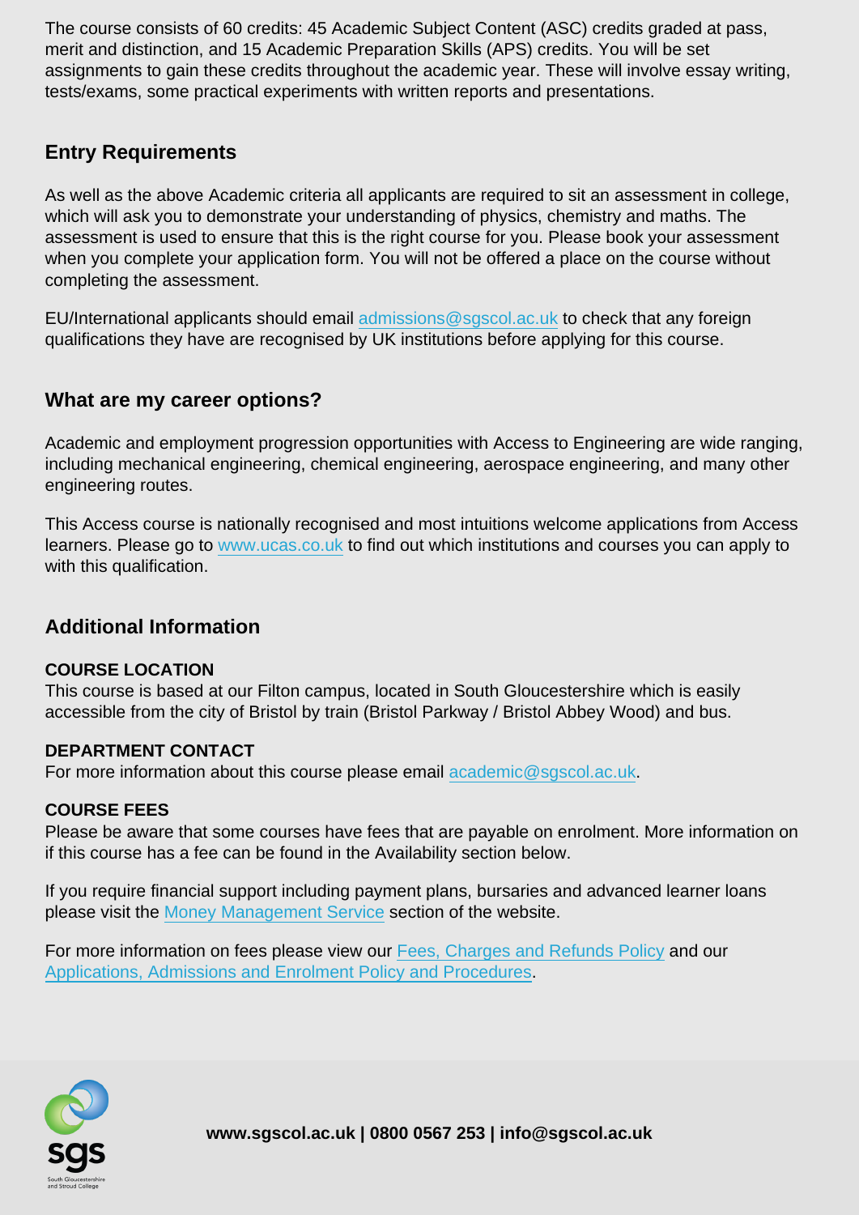The course consists of 60 credits: 45 Academic Subject Content (ASC) credits graded at pass, merit and distinction, and 15 Academic Preparation Skills (APS) credits. You will be set assignments to gain these credits throughout the academic year. These will involve essay writing, tests/exams, some practical experiments with written reports and presentations.

## Entry Requirements

As well as the above Academic criteria all applicants are required to sit an assessment in college, which will ask you to demonstrate your understanding of physics, chemistry and maths. The assessment is used to ensure that this is the right course for you. Please book your assessment when you complete your application form. You will not be offered a place on the course without completing the assessment.

EU/International applicants should email admissions@sgscol.ac.uk to check that any foreign qualifications they have are recognised by UK institutions before applying for this course.

## What are my career options?

Academic and employment progression opportunities with Access to Engineering are wide ranging, including mechanical engineering, chemical engineering, aerospace engineering, and many other engineering routes.

This Access course is nationally recognised and most intuitions welcome applications from Access learners. Please go to www.ucas.co.uk to find out which institutions and courses you can apply to with this qualification.

## Additional Information

**COURSE LOCATION**
This course is based at our Filton campus, located in South Gloucestershire which is easily accessible from the city of Bristol by train (Bristol Parkway / Bristol Abbey Wood) and bus.

**DEPARTMENT CONTACT**
For more information about this course please email academic@sgscol.ac.uk.

**COURSE FEES**
Please be aware that some courses have fees that are payable on enrolment. More information on if this course has a fee can be found in the Availability section below.

If you require financial support including payment plans, bursaries and advanced learner loans please visit the Money Management Service section of the website.

For more information on fees please view our Fees, Charges and Refunds Policy and our Applications, Admissions and Enrolment Policy and Procedures.

sgs
South Gloucestershire and Stroud College

**www.sgscol.ac.uk | 0800 0567 253 | info@sgscol.ac.uk**